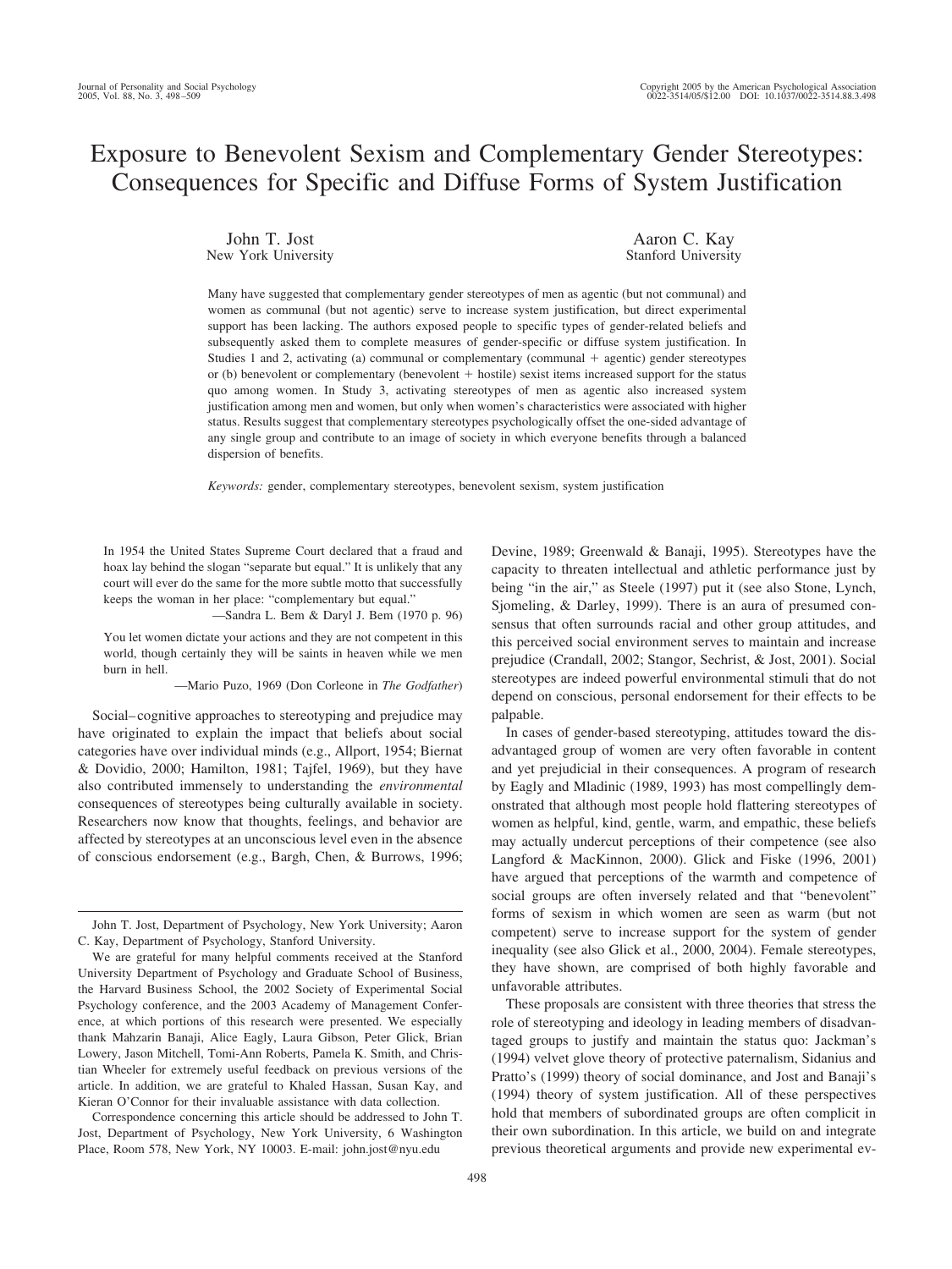# Exposure to Benevolent Sexism and Complementary Gender Stereotypes: Consequences for Specific and Diffuse Forms of System Justification

John T. Jost
New York University

Aaron C. Kay
Stanford University

Many have suggested that complementary gender stereotypes of men as agentic (but not communal) and women as communal (but not agentic) serve to increase system justification, but direct experimental support has been lacking. The authors exposed people to specific types of gender-related beliefs and subsequently asked them to complete measures of gender-specific or diffuse system justification. In Studies 1 and 2, activating (a) communal or complementary (communal + agentic) gender stereotypes or (b) benevolent or complementary (benevolent + hostile) sexist items increased support for the status quo among women. In Study 3, activating stereotypes of men as agentic also increased system justification among men and women, but only when women's characteristics were associated with higher status. Results suggest that complementary stereotypes psychologically offset the one-sided advantage of any single group and contribute to an image of society in which everyone benefits through a balanced dispersion of benefits.

*Keywords:* gender, complementary stereotypes, benevolent sexism, system justification

> In 1954 the United States Supreme Court declared that a fraud and hoax lay behind the slogan "separate but equal." It is unlikely that any court will ever do the same for the more subtle motto that successfully keeps the woman in her place: "complementary but equal."
>
> —Sandra L. Bem & Daryl J. Bem (1970 p. 96)

> You let women dictate your actions and they are not competent in this world, though certainly they will be saints in heaven while we men burn in hell.
>
> —Mario Puzo, 1969 (Don Corleone in *The Godfather*)

Social–cognitive approaches to stereotyping and prejudice may have originated to explain the impact that beliefs about social categories have over individual minds (e.g., Allport, 1954; Biernat & Dovidio, 2000; Hamilton, 1981; Tajfel, 1969), but they have also contributed immensely to understanding the *environmental* consequences of stereotypes being culturally available in society. Researchers now know that thoughts, feelings, and behavior are affected by stereotypes at an unconscious level even in the absence of conscious endorsement (e.g., Bargh, Chen, & Burrows, 1996; Devine, 1989; Greenwald & Banaji, 1995). Stereotypes have the capacity to threaten intellectual and athletic performance just by being "in the air," as Steele (1997) put it (see also Stone, Lynch, Sjomeling, & Darley, 1999). There is an aura of presumed consensus that often surrounds racial and other group attitudes, and this perceived social environment serves to maintain and increase prejudice (Crandall, 2002; Stangor, Sechrist, & Jost, 2001). Social stereotypes are indeed powerful environmental stimuli that do not depend on conscious, personal endorsement for their effects to be palpable.

In cases of gender-based stereotyping, attitudes toward the disadvantaged group of women are very often favorable in content and yet prejudicial in their consequences. A program of research by Eagly and Mladinic (1989, 1993) has most compellingly demonstrated that although most people hold flattering stereotypes of women as helpful, kind, gentle, warm, and empathic, these beliefs may actually undercut perceptions of their competence (see also Langford & MacKinnon, 2000). Glick and Fiske (1996, 2001) have argued that perceptions of the warmth and competence of social groups are often inversely related and that "benevolent" forms of sexism in which women are seen as warm (but not competent) serve to increase support for the system of gender inequality (see also Glick et al., 2000, 2004). Female stereotypes, they have shown, are comprised of both highly favorable and unfavorable attributes.

These proposals are consistent with three theories that stress the role of stereotyping and ideology in leading members of disadvantaged groups to justify and maintain the status quo: Jackman's (1994) velvet glove theory of protective paternalism, Sidanius and Pratto's (1999) theory of social dominance, and Jost and Banaji's (1994) theory of system justification. All of these perspectives hold that members of subordinated groups are often complicit in their own subordination. In this article, we build on and integrate previous theoretical arguments and provide new experimental ev-

---

John T. Jost, Department of Psychology, New York University; Aaron C. Kay, Department of Psychology, Stanford University.

We are grateful for many helpful comments received at the Stanford University Department of Psychology and Graduate School of Business, the Harvard Business School, the 2002 Society of Experimental Social Psychology conference, and the 2003 Academy of Management Conference, at which portions of this research were presented. We especially thank Mahzarin Banaji, Alice Eagly, Laura Gibson, Peter Glick, Brian Lowery, Jason Mitchell, Tomi-Ann Roberts, Pamela K. Smith, and Christian Wheeler for extremely useful feedback on previous versions of the article. In addition, we are grateful to Khaled Hassan, Susan Kay, and Kieran O'Connor for their invaluable assistance with data collection.

Correspondence concerning this article should be addressed to John T. Jost, Department of Psychology, New York University, 6 Washington Place, Room 578, New York, NY 10003. E-mail: john.jost@nyu.edu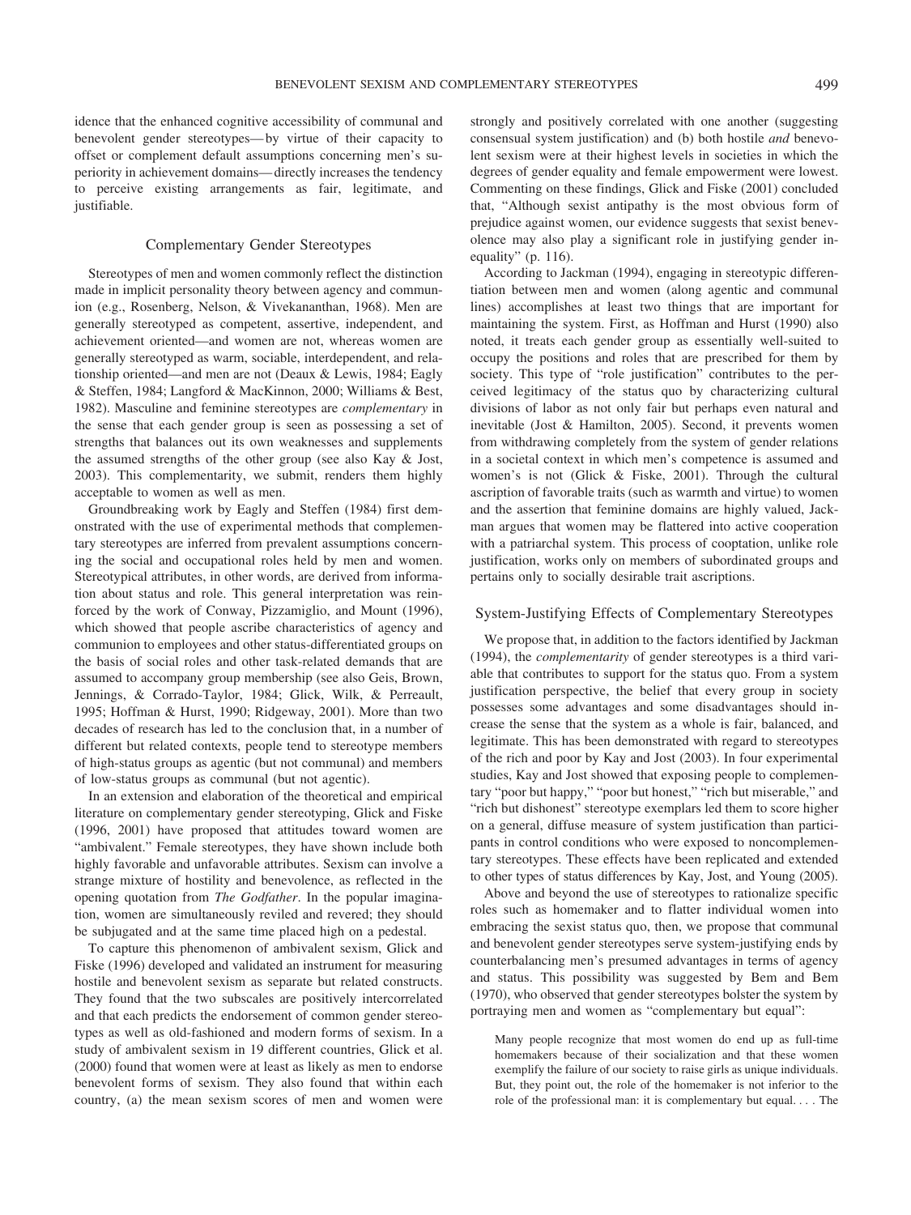idence that the enhanced cognitive accessibility of communal and benevolent gender stereotypes— by virtue of their capacity to offset or complement default assumptions concerning men's superiority in achievement domains— directly increases the tendency to perceive existing arrangements as fair, legitimate, and justifiable.

## Complementary Gender Stereotypes

Stereotypes of men and women commonly reflect the distinction made in implicit personality theory between agency and communion (e.g., Rosenberg, Nelson, & Vivekananthan, 1968). Men are generally stereotyped as competent, assertive, independent, and achievement oriented—and women are not, whereas women are generally stereotyped as warm, sociable, interdependent, and relationship oriented—and men are not (Deaux & Lewis, 1984; Eagly & Steffen, 1984; Langford & MacKinnon, 2000; Williams & Best, 1982). Masculine and feminine stereotypes are *complementary* in the sense that each gender group is seen as possessing a set of strengths that balances out its own weaknesses and supplements the assumed strengths of the other group (see also Kay & Jost, 2003). This complementarity, we submit, renders them highly acceptable to women as well as men.

Groundbreaking work by Eagly and Steffen (1984) first demonstrated with the use of experimental methods that complementary stereotypes are inferred from prevalent assumptions concerning the social and occupational roles held by men and women. Stereotypical attributes, in other words, are derived from information about status and role. This general interpretation was reinforced by the work of Conway, Pizzamiglio, and Mount (1996), which showed that people ascribe characteristics of agency and communion to employees and other status-differentiated groups on the basis of social roles and other task-related demands that are assumed to accompany group membership (see also Geis, Brown, Jennings, & Corrado-Taylor, 1984; Glick, Wilk, & Perreault, 1995; Hoffman & Hurst, 1990; Ridgeway, 2001). More than two decades of research has led to the conclusion that, in a number of different but related contexts, people tend to stereotype members of high-status groups as agentic (but not communal) and members of low-status groups as communal (but not agentic).

In an extension and elaboration of the theoretical and empirical literature on complementary gender stereotyping, Glick and Fiske (1996, 2001) have proposed that attitudes toward women are "ambivalent." Female stereotypes, they have shown include both highly favorable and unfavorable attributes. Sexism can involve a strange mixture of hostility and benevolence, as reflected in the opening quotation from *The Godfather*. In the popular imagination, women are simultaneously reviled and revered; they should be subjugated and at the same time placed high on a pedestal.

To capture this phenomenon of ambivalent sexism, Glick and Fiske (1996) developed and validated an instrument for measuring hostile and benevolent sexism as separate but related constructs. They found that the two subscales are positively intercorrelated and that each predicts the endorsement of common gender stereotypes as well as old-fashioned and modern forms of sexism. In a study of ambivalent sexism in 19 different countries, Glick et al. (2000) found that women were at least as likely as men to endorse benevolent forms of sexism. They also found that within each country, (a) the mean sexism scores of men and women were strongly and positively correlated with one another (suggesting consensual system justification) and (b) both hostile *and* benevolent sexism were at their highest levels in societies in which the degrees of gender equality and female empowerment were lowest. Commenting on these findings, Glick and Fiske (2001) concluded that, "Although sexist antipathy is the most obvious form of prejudice against women, our evidence suggests that sexist benevolence may also play a significant role in justifying gender inequality" (p. 116).

According to Jackman (1994), engaging in stereotypic differentiation between men and women (along agentic and communal lines) accomplishes at least two things that are important for maintaining the system. First, as Hoffman and Hurst (1990) also noted, it treats each gender group as essentially well-suited to occupy the positions and roles that are prescribed for them by society. This type of "role justification" contributes to the perceived legitimacy of the status quo by characterizing cultural divisions of labor as not only fair but perhaps even natural and inevitable (Jost & Hamilton, 2005). Second, it prevents women from withdrawing completely from the system of gender relations in a societal context in which men's competence is assumed and women's is not (Glick & Fiske, 2001). Through the cultural ascription of favorable traits (such as warmth and virtue) to women and the assertion that feminine domains are highly valued, Jackman argues that women may be flattered into active cooperation with a patriarchal system. This process of cooptation, unlike role justification, works only on members of subordinated groups and pertains only to socially desirable trait ascriptions.

### System-Justifying Effects of Complementary Stereotypes

We propose that, in addition to the factors identified by Jackman (1994), the *complementarity* of gender stereotypes is a third variable that contributes to support for the status quo. From a system justification perspective, the belief that every group in society possesses some advantages and some disadvantages should increase the sense that the system as a whole is fair, balanced, and legitimate. This has been demonstrated with regard to stereotypes of the rich and poor by Kay and Jost (2003). In four experimental studies, Kay and Jost showed that exposing people to complementary "poor but happy," "poor but honest," "rich but miserable," and "rich but dishonest" stereotype exemplars led them to score higher on a general, diffuse measure of system justification than participants in control conditions who were exposed to noncomplementary stereotypes. These effects have been replicated and extended to other types of status differences by Kay, Jost, and Young (2005).

Above and beyond the use of stereotypes to rationalize specific roles such as homemaker and to flatter individual women into embracing the sexist status quo, then, we propose that communal and benevolent gender stereotypes serve system-justifying ends by counterbalancing men's presumed advantages in terms of agency and status. This possibility was suggested by Bem and Bem (1970), who observed that gender stereotypes bolster the system by portraying men and women as "complementary but equal":

> Many people recognize that most women do end up as full-time homemakers because of their socialization and that these women exemplify the failure of our society to raise girls as unique individuals. But, they point out, the role of the homemaker is not inferior to the role of the professional man: it is complementary but equal. . . . The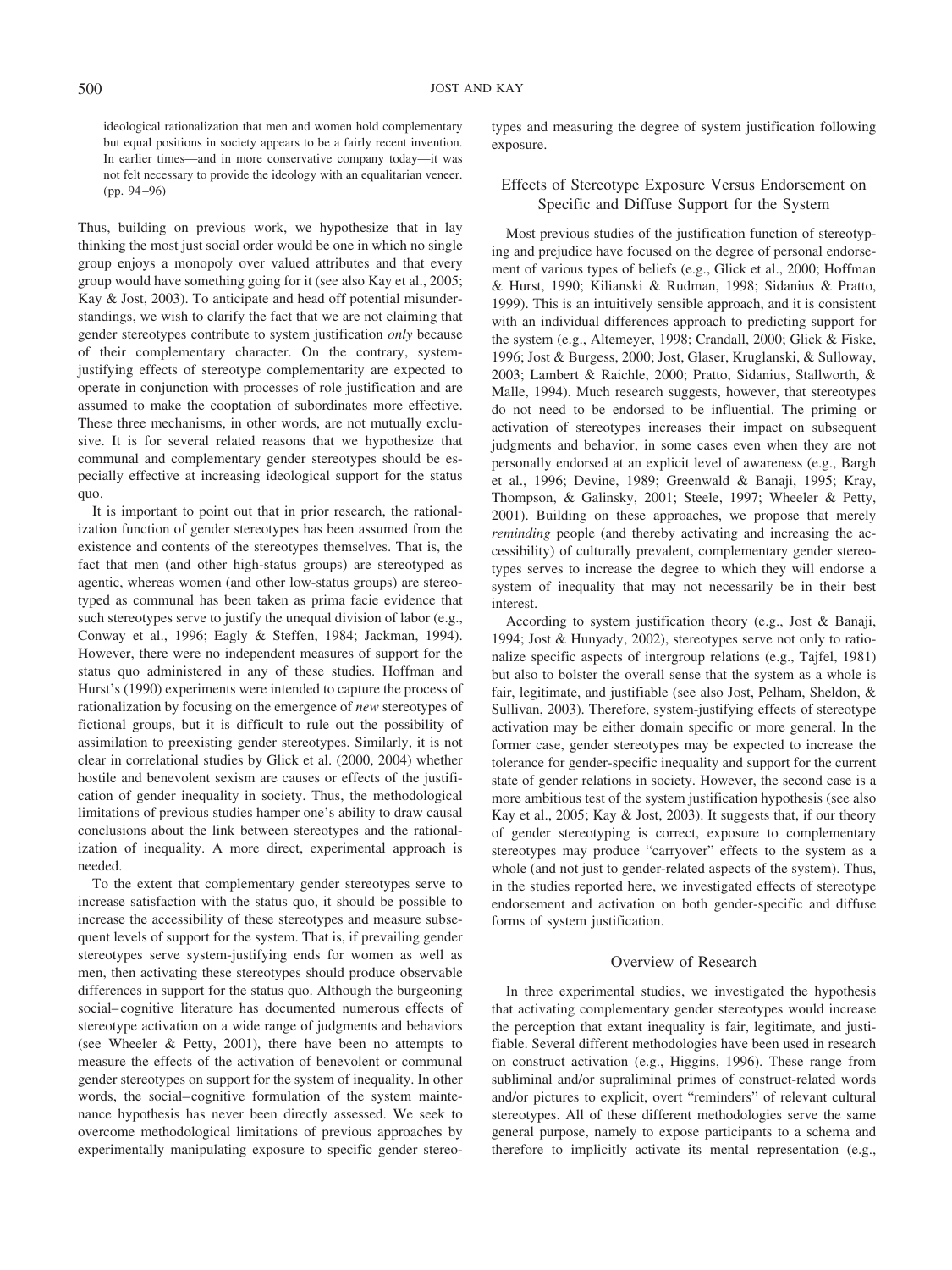ideological rationalization that men and women hold complementary but equal positions in society appears to be a fairly recent invention. In earlier times—and in more conservative company today—it was not felt necessary to provide the ideology with an equalitarian veneer. (pp. 94–96)

Thus, building on previous work, we hypothesize that in lay thinking the most just social order would be one in which no single group enjoys a monopoly over valued attributes and that every group would have something going for it (see also Kay et al., 2005; Kay & Jost, 2003). To anticipate and head off potential misunderstandings, we wish to clarify the fact that we are not claiming that gender stereotypes contribute to system justification *only* because of their complementary character. On the contrary, system-justifying effects of stereotype complementarity are expected to operate in conjunction with processes of role justification and are assumed to make the cooptation of subordinates more effective. These three mechanisms, in other words, are not mutually exclusive. It is for several related reasons that we hypothesize that communal and complementary gender stereotypes should be especially effective at increasing ideological support for the status quo.

It is important to point out that in prior research, the rationalization function of gender stereotypes has been assumed from the existence and contents of the stereotypes themselves. That is, the fact that men (and other high-status groups) are stereotyped as agentic, whereas women (and other low-status groups) are stereotyped as communal has been taken as prima facie evidence that such stereotypes serve to justify the unequal division of labor (e.g., Conway et al., 1996; Eagly & Steffen, 1984; Jackman, 1994). However, there were no independent measures of support for the status quo administered in any of these studies. Hoffman and Hurst's (1990) experiments were intended to capture the process of rationalization by focusing on the emergence of *new* stereotypes of fictional groups, but it is difficult to rule out the possibility of assimilation to preexisting gender stereotypes. Similarly, it is not clear in correlational studies by Glick et al. (2000, 2004) whether hostile and benevolent sexism are causes or effects of the justification of gender inequality in society. Thus, the methodological limitations of previous studies hamper one's ability to draw causal conclusions about the link between stereotypes and the rationalization of inequality. A more direct, experimental approach is needed.

To the extent that complementary gender stereotypes serve to increase satisfaction with the status quo, it should be possible to increase the accessibility of these stereotypes and measure subsequent levels of support for the system. That is, if prevailing gender stereotypes serve system-justifying ends for women as well as men, then activating these stereotypes should produce observable differences in support for the status quo. Although the burgeoning social–cognitive literature has documented numerous effects of stereotype activation on a wide range of judgments and behaviors (see Wheeler & Petty, 2001), there have been no attempts to measure the effects of the activation of benevolent or communal gender stereotypes on support for the system of inequality. In other words, the social–cognitive formulation of the system maintenance hypothesis has never been directly assessed. We seek to overcome methodological limitations of previous approaches by experimentally manipulating exposure to specific gender stereotypes and measuring the degree of system justification following exposure.

## Effects of Stereotype Exposure Versus Endorsement on Specific and Diffuse Support for the System

Most previous studies of the justification function of stereotyping and prejudice have focused on the degree of personal endorsement of various types of beliefs (e.g., Glick et al., 2000; Hoffman & Hurst, 1990; Kilianski & Rudman, 1998; Sidanius & Pratto, 1999). This is an intuitively sensible approach, and it is consistent with an individual differences approach to predicting support for the system (e.g., Altemeyer, 1998; Crandall, 2000; Glick & Fiske, 1996; Jost & Burgess, 2000; Jost, Glaser, Kruglanski, & Sulloway, 2003; Lambert & Raichle, 2000; Pratto, Sidanius, Stallworth, & Malle, 1994). Much research suggests, however, that stereotypes do not need to be endorsed to be influential. The priming or activation of stereotypes increases their impact on subsequent judgments and behavior, in some cases even when they are not personally endorsed at an explicit level of awareness (e.g., Bargh et al., 1996; Devine, 1989; Greenwald & Banaji, 1995; Kray, Thompson, & Galinsky, 2001; Steele, 1997; Wheeler & Petty, 2001). Building on these approaches, we propose that merely *reminding* people (and thereby activating and increasing the accessibility) of culturally prevalent, complementary gender stereotypes serves to increase the degree to which they will endorse a system of inequality that may not necessarily be in their best interest.

According to system justification theory (e.g., Jost & Banaji, 1994; Jost & Hunyady, 2002), stereotypes serve not only to rationalize specific aspects of intergroup relations (e.g., Tajfel, 1981) but also to bolster the overall sense that the system as a whole is fair, legitimate, and justifiable (see also Jost, Pelham, Sheldon, & Sullivan, 2003). Therefore, system-justifying effects of stereotype activation may be either domain specific or more general. In the former case, gender stereotypes may be expected to increase the tolerance for gender-specific inequality and support for the current state of gender relations in society. However, the second case is a more ambitious test of the system justification hypothesis (see also Kay et al., 2005; Kay & Jost, 2003). It suggests that, if our theory of gender stereotyping is correct, exposure to complementary stereotypes may produce "carryover" effects to the system as a whole (and not just to gender-related aspects of the system). Thus, in the studies reported here, we investigated effects of stereotype endorsement and activation on both gender-specific and diffuse forms of system justification.

## Overview of Research

In three experimental studies, we investigated the hypothesis that activating complementary gender stereotypes would increase the perception that extant inequality is fair, legitimate, and justifiable. Several different methodologies have been used in research on construct activation (e.g., Higgins, 1996). These range from subliminal and/or supraliminal primes of construct-related words and/or pictures to explicit, overt "reminders" of relevant cultural stereotypes. All of these different methodologies serve the same general purpose, namely to expose participants to a schema and therefore to implicitly activate its mental representation (e.g.,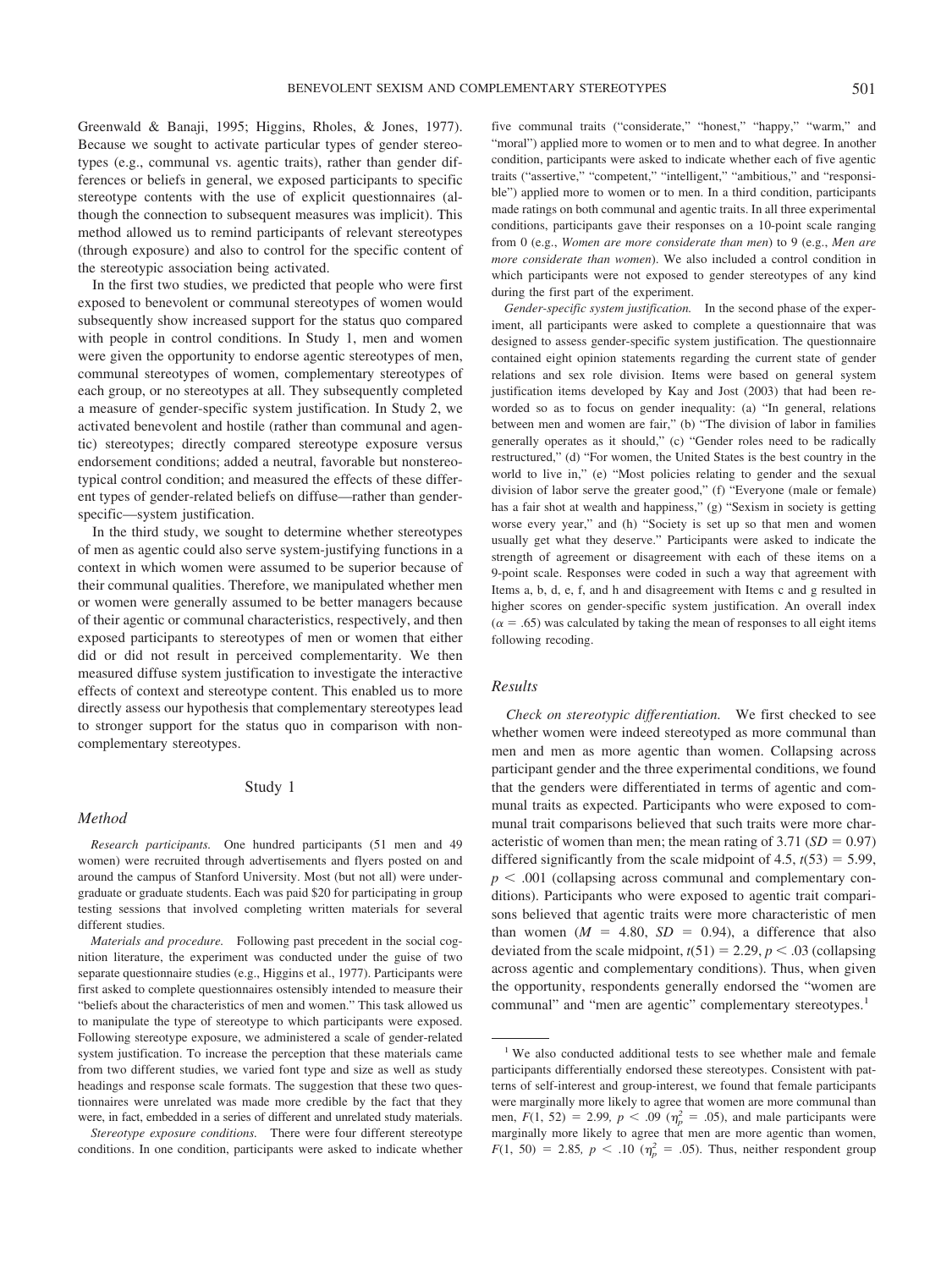Greenwald & Banaji, 1995; Higgins, Rholes, & Jones, 1977). Because we sought to activate particular types of gender stereotypes (e.g., communal vs. agentic traits), rather than gender differences or beliefs in general, we exposed participants to specific stereotype contents with the use of explicit questionnaires (although the connection to subsequent measures was implicit). This method allowed us to remind participants of relevant stereotypes (through exposure) and also to control for the specific content of the stereotypic association being activated.

In the first two studies, we predicted that people who were first exposed to benevolent or communal stereotypes of women would subsequently show increased support for the status quo compared with people in control conditions. In Study 1, men and women were given the opportunity to endorse agentic stereotypes of men, communal stereotypes of women, complementary stereotypes of each group, or no stereotypes at all. They subsequently completed a measure of gender-specific system justification. In Study 2, we activated benevolent and hostile (rather than communal and agentic) stereotypes; directly compared stereotype exposure versus endorsement conditions; added a neutral, favorable but nonstereotypical control condition; and measured the effects of these different types of gender-related beliefs on diffuse—rather than gender-specific—system justification.

In the third study, we sought to determine whether stereotypes of men as agentic could also serve system-justifying functions in a context in which women were assumed to be superior because of their communal qualities. Therefore, we manipulated whether men or women were generally assumed to be better managers because of their agentic or communal characteristics, respectively, and then exposed participants to stereotypes of men or women that either did or did not result in perceived complementarity. We then measured diffuse system justification to investigate the interactive effects of context and stereotype content. This enabled us to more directly assess our hypothesis that complementary stereotypes lead to stronger support for the status quo in comparison with noncomplementary stereotypes.

## Study 1

### Method

*Research participants.* One hundred participants (51 men and 49 women) were recruited through advertisements and flyers posted on and around the campus of Stanford University. Most (but not all) were undergraduate or graduate students. Each was paid $20 for participating in group testing sessions that involved completing written materials for several different studies.

*Materials and procedure.* Following past precedent in the social cognition literature, the experiment was conducted under the guise of two separate questionnaire studies (e.g., Higgins et al., 1977). Participants were first asked to complete questionnaires ostensibly intended to measure their "beliefs about the characteristics of men and women." This task allowed us to manipulate the type of stereotype to which participants were exposed. Following stereotype exposure, we administered a scale of gender-related system justification. To increase the perception that these materials came from two different studies, we varied font type and size as well as study headings and response scale formats. The suggestion that these two questionnaires were unrelated was made more credible by the fact that they were, in fact, embedded in a series of different and unrelated study materials.

*Stereotype exposure conditions.* There were four different stereotype conditions. In one condition, participants were asked to indicate whether five communal traits ("considerate," "honest," "happy," "warm," and "moral") applied more to women or to men and to what degree. In another condition, participants were asked to indicate whether each of five agentic traits ("assertive," "competent," "intelligent," "ambitious," and "responsible") applied more to women or to men. In a third condition, participants made ratings on both communal and agentic traits. In all three experimental conditions, participants gave their responses on a 10-point scale ranging from 0 (e.g., *Women are more considerate than men*) to 9 (e.g., *Men are more considerate than women*). We also included a control condition in which participants were not exposed to gender stereotypes of any kind during the first part of the experiment.

*Gender-specific system justification.* In the second phase of the experiment, all participants were asked to complete a questionnaire that was designed to assess gender-specific system justification. The questionnaire contained eight opinion statements regarding the current state of gender relations and sex role division. Items were based on general system justification items developed by Kay and Jost (2003) that had been reworded so as to focus on gender inequality: (a) "In general, relations between men and women are fair," (b) "The division of labor in families generally operates as it should," (c) "Gender roles need to be radically restructured," (d) "For women, the United States is the best country in the world to live in," (e) "Most policies relating to gender and the sexual division of labor serve the greater good," (f) "Everyone (male or female) has a fair shot at wealth and happiness," (g) "Sexism in society is getting worse every year," and (h) "Society is set up so that men and women usually get what they deserve." Participants were asked to indicate the strength of agreement or disagreement with each of these items on a 9-point scale. Responses were coded in such a way that agreement with Items a, b, d, e, f, and h and disagreement with Items c and g resulted in higher scores on gender-specific system justification. An overall index ($\alpha = .65$) was calculated by taking the mean of responses to all eight items following recoding.

### Results

*Check on stereotypic differentiation.* We first checked to see whether women were indeed stereotyped as more communal than men and men as more agentic than women. Collapsing across participant gender and the three experimental conditions, we found that the genders were differentiated in terms of agentic and communal traits as expected. Participants who were exposed to communal trait comparisons believed that such traits were more characteristic of women than men; the mean rating of 3.71 ($SD = 0.97$) differed significantly from the scale midpoint of 4.5, $t(53) = 5.99$, $p < .001$ (collapsing across communal and complementary conditions). Participants who were exposed to agentic trait comparisons believed that agentic traits were more characteristic of men than women ($M = 4.80$, $SD = 0.94$), a difference that also deviated from the scale midpoint, $t(51) = 2.29$, $p < .03$ (collapsing across agentic and complementary conditions). Thus, when given the opportunity, respondents generally endorsed the "women are communal" and "men are agentic" complementary stereotypes.[1]

[1] We also conducted additional tests to see whether male and female participants differentially endorsed these stereotypes. Consistent with patterns of self-interest and group-interest, we found that female participants were marginally more likely to agree that women are more communal than men, $F(1, 52) = 2.99$, $p < .09$ ($\eta_p^2 = .05$), and male participants were marginally more likely to agree that men are more agentic than women, $F(1, 50) = 2.85$, $p < .10$ ($\eta_p^2 = .05$). Thus, neither respondent group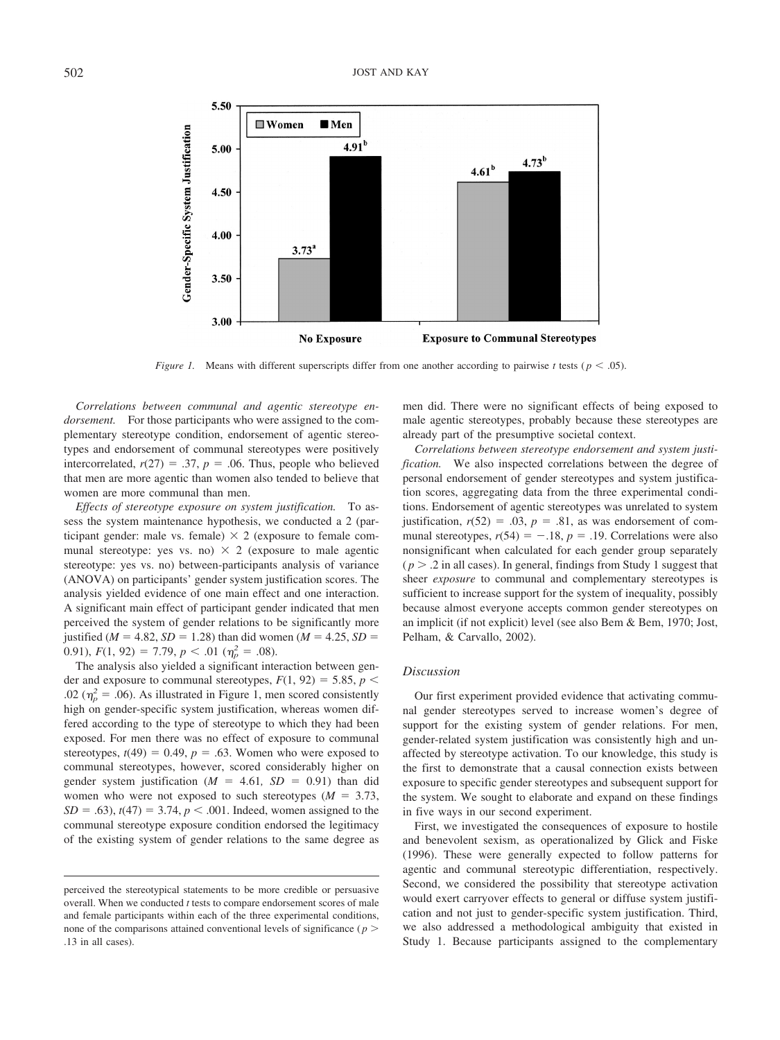*Figure 1.* Means with different superscripts differ from one another according to pairwise *t* tests ($p < .05$).

perceived the stereotypical statements to be more credible or persuasive overall. When we conducted *t* tests to compare endorsement scores of male and female participants within each of the three experimental conditions, none of the comparisons attained conventional levels of significance ($p > .13$ in all cases).

*Correlations between communal and agentic stereotype endorsement.* For those participants who were assigned to the complementary stereotype condition, endorsement of agentic stereotypes and endorsement of communal stereotypes were positively intercorrelated, $r(27) = .37$, $p = .06$. Thus, people who believed that men are more agentic than women also tended to believe that women are more communal than men.

*Effects of stereotype exposure on system justification.* To assess the system maintenance hypothesis, we conducted a 2 (participant gender: male vs. female) × 2 (exposure to female communal stereotype: yes vs. no) × 2 (exposure to male agentic stereotype: yes vs. no) between-participants analysis of variance (ANOVA) on participants' gender system justification scores. The analysis yielded evidence of one main effect and one interaction. A significant main effect of participant gender indicated that men perceived the system of gender relations to be significantly more justified ($M = 4.82$, $SD = 1.28$) than did women ($M = 4.25$, $SD = 0.91$), $F(1, 92) = 7.79$, $p < .01$ ($\eta_p^2 = .08$).

The analysis also yielded a significant interaction between gender and exposure to communal stereotypes, $F(1, 92) = 5.85$, $p < .02$ ($\eta_p^2 = .06$). As illustrated in Figure 1, men scored consistently high on gender-specific system justification, whereas women differed according to the type of stereotype to which they had been exposed. For men there was no effect of exposure to communal stereotypes, $t(49) = 0.49$, $p = .63$. Women who were exposed to communal stereotypes, however, scored considerably higher on gender system justification ($M = 4.61$, $SD = 0.91$) than did women who were not exposed to such stereotypes ($M = 3.73$, $SD = .63$), $t(47) = 3.74$, $p < .001$. Indeed, women assigned to the communal stereotype exposure condition endorsed the legitimacy of the existing system of gender relations to the same degree as men did. There were no significant effects of being exposed to male agentic stereotypes, probably because these stereotypes are already part of the presumptive societal context.

*Correlations between stereotype endorsement and system justification.* We also inspected correlations between the degree of personal endorsement of gender stereotypes and system justification scores, aggregating data from the three experimental conditions. Endorsement of agentic stereotypes was unrelated to system justification, $r(52) = .03$, $p = .81$, as was endorsement of communal stereotypes, $r(54) = -.18$, $p = .19$. Correlations were also nonsignificant when calculated for each gender group separately ($p > .2$ in all cases). In general, findings from Study 1 suggest that sheer *exposure* to communal and complementary stereotypes is sufficient to increase support for the system of inequality, possibly because almost everyone accepts common gender stereotypes on an implicit (if not explicit) level (see also Bem & Bem, 1970; Jost, Pelham, & Carvallo, 2002).

### Discussion

Our first experiment provided evidence that activating communal gender stereotypes served to increase women's degree of support for the existing system of gender relations. For men, gender-related system justification was consistently high and unaffected by stereotype activation. To our knowledge, this study is the first to demonstrate that a causal connection exists between exposure to specific gender stereotypes and subsequent support for the system. We sought to elaborate and expand on these findings in five ways in our second experiment.

First, we investigated the consequences of exposure to hostile and benevolent sexism, as operationalized by Glick and Fiske (1996). These were generally expected to follow patterns for agentic and communal stereotypic differentiation, respectively. Second, we considered the possibility that stereotype activation would exert carryover effects to general or diffuse system justification and not just to gender-specific system justification. Third, we also addressed a methodological ambiguity that existed in Study 1. Because participants assigned to the complementary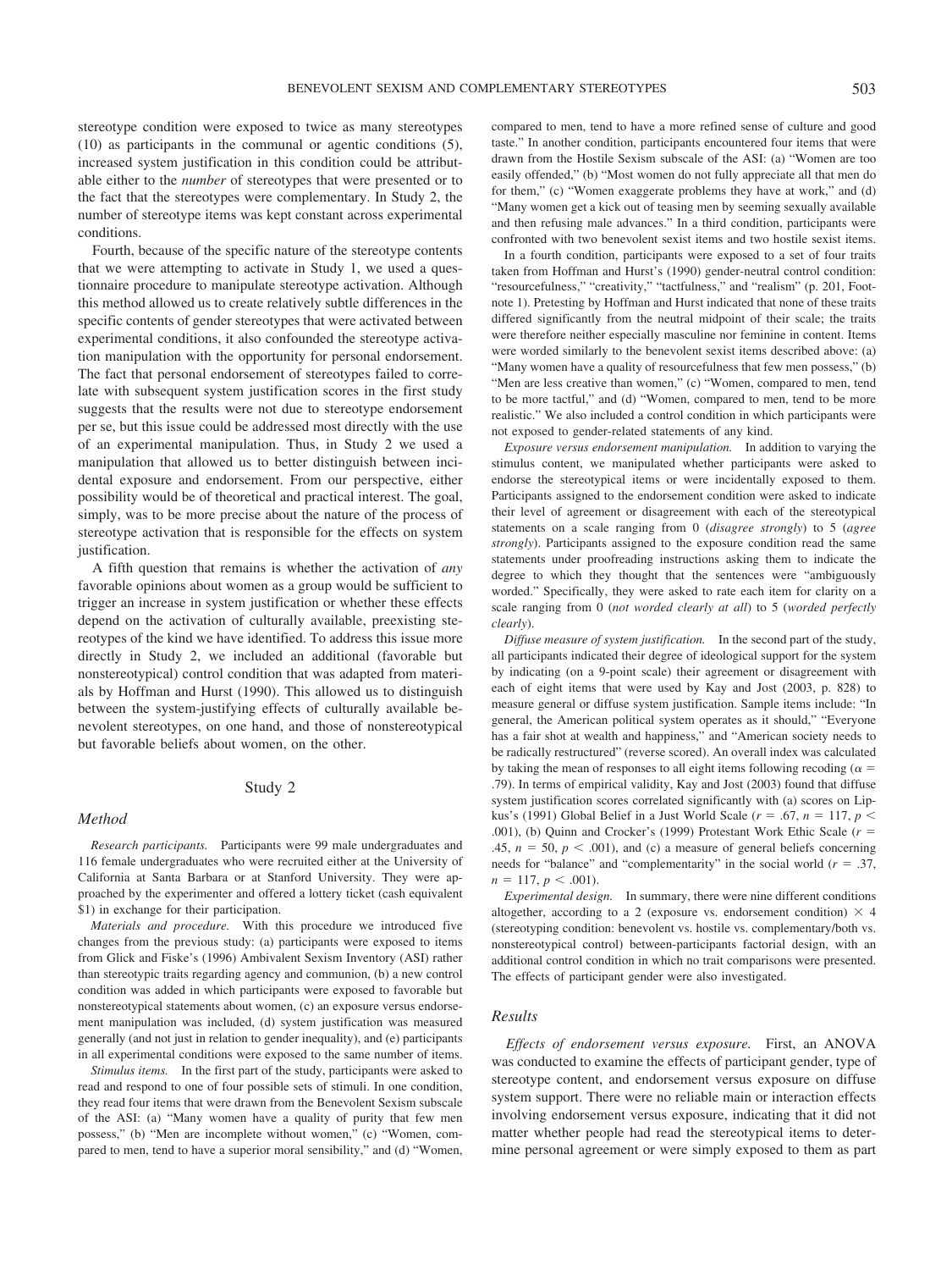stereotype condition were exposed to twice as many stereotypes (10) as participants in the communal or agentic conditions (5), increased system justification in this condition could be attributable either to the *number* of stereotypes that were presented or to the fact that the stereotypes were complementary. In Study 2, the number of stereotype items was kept constant across experimental conditions.

Fourth, because of the specific nature of the stereotype contents that we were attempting to activate in Study 1, we used a questionnaire procedure to manipulate stereotype activation. Although this method allowed us to create relatively subtle differences in the specific contents of gender stereotypes that were activated between experimental conditions, it also confounded the stereotype activation manipulation with the opportunity for personal endorsement. The fact that personal endorsement of stereotypes failed to correlate with subsequent system justification scores in the first study suggests that the results were not due to stereotype endorsement per se, but this issue could be addressed most directly with the use of an experimental manipulation. Thus, in Study 2 we used a manipulation that allowed us to better distinguish between incidental exposure and endorsement. From our perspective, either possibility would be of theoretical and practical interest. The goal, simply, was to be more precise about the nature of the process of stereotype activation that is responsible for the effects on system justification.

A fifth question that remains is whether the activation of *any* favorable opinions about women as a group would be sufficient to trigger an increase in system justification or whether these effects depend on the activation of culturally available, preexisting stereotypes of the kind we have identified. To address this issue more directly in Study 2, we included an additional (favorable but nonstereotypical) control condition that was adapted from materials by Hoffman and Hurst (1990). This allowed us to distinguish between the system-justifying effects of culturally available benevolent stereotypes, on one hand, and those of nonstereotypical but favorable beliefs about women, on the other.

## Study 2

### *Method*

*Research participants.* Participants were 99 male undergraduates and 116 female undergraduates who were recruited either at the University of California at Santa Barbara or at Stanford University. They were approached by the experimenter and offered a lottery ticket (cash equivalent \$1) in exchange for their participation.

*Materials and procedure.* With this procedure we introduced five changes from the previous study: (a) participants were exposed to items from Glick and Fiske's (1996) Ambivalent Sexism Inventory (ASI) rather than stereotypic traits regarding agency and communion, (b) a new control condition was added in which participants were exposed to favorable but nonstereotypical statements about women, (c) an exposure versus endorsement manipulation was included, (d) system justification was measured generally (and not just in relation to gender inequality), and (e) participants in all experimental conditions were exposed to the same number of items.

*Stimulus items.* In the first part of the study, participants were asked to read and respond to one of four possible sets of stimuli. In one condition, they read four items that were drawn from the Benevolent Sexism subscale of the ASI: (a) "Many women have a quality of purity that few men possess," (b) "Men are incomplete without women," (c) "Women, compared to men, tend to have a superior moral sensibility," and (d) "Women, compared to men, tend to have a more refined sense of culture and good taste." In another condition, participants encountered four items that were drawn from the Hostile Sexism subscale of the ASI: (a) "Women are too easily offended," (b) "Most women do not fully appreciate all that men do for them," (c) "Women exaggerate problems they have at work," and (d) "Many women get a kick out of teasing men by seeming sexually available and then refusing male advances." In a third condition, participants were confronted with two benevolent sexist items and two hostile sexist items.

In a fourth condition, participants were exposed to a set of four traits taken from Hoffman and Hurst's (1990) gender-neutral control condition: "resourcefulness," "creativity," "tactfulness," and "realism" (p. 201, Footnote 1). Pretesting by Hoffman and Hurst indicated that none of these traits differed significantly from the neutral midpoint of their scale; the traits were therefore neither especially masculine nor feminine in content. Items were worded similarly to the benevolent sexist items described above: (a) "Many women have a quality of resourcefulness that few men possess," (b) "Men are less creative than women," (c) "Women, compared to men, tend to be more tactful," and (d) "Women, compared to men, tend to be more realistic." We also included a control condition in which participants were not exposed to gender-related statements of any kind.

*Exposure versus endorsement manipulation.* In addition to varying the stimulus content, we manipulated whether participants were asked to endorse the stereotypical items or were incidentally exposed to them. Participants assigned to the endorsement condition were asked to indicate their level of agreement or disagreement with each of the stereotypical statements on a scale ranging from 0 (*disagree strongly*) to 5 (*agree strongly*). Participants assigned to the exposure condition read the same statements under proofreading instructions asking them to indicate the degree to which they thought that the sentences were "ambiguously worded." Specifically, they were asked to rate each item for clarity on a scale ranging from 0 (*not worded clearly at all*) to 5 (*worded perfectly clearly*).

*Diffuse measure of system justification.* In the second part of the study, all participants indicated their degree of ideological support for the system by indicating (on a 9-point scale) their agreement or disagreement with each of eight items that were used by Kay and Jost (2003, p. 828) to measure general or diffuse system justification. Sample items include: "In general, the American political system operates as it should," "Everyone has a fair shot at wealth and happiness," and "American society needs to be radically restructured" (reverse scored). An overall index was calculated by taking the mean of responses to all eight items following recoding ($\alpha =$ .79). In terms of empirical validity, Kay and Jost (2003) found that diffuse system justification scores correlated significantly with (a) scores on Lipkus's (1991) Global Belief in a Just World Scale ($r = .67$, $n = 117$, $p <$ .001), (b) Quinn and Crocker's (1999) Protestant Work Ethic Scale ($r =$ .45, $n = 50$, $p < .001$), and (c) a measure of general beliefs concerning needs for "balance" and "complementarity" in the social world ($r = .37$, $n = 117$, $p < .001$).

*Experimental design.* In summary, there were nine different conditions altogether, according to a 2 (exposure vs. endorsement condition) × 4 (stereotyping condition: benevolent vs. hostile vs. complementary/both vs. nonstereotypical control) between-participants factorial design, with an additional control condition in which no trait comparisons were presented. The effects of participant gender were also investigated.

### *Results*

*Effects of endorsement versus exposure.* First, an ANOVA was conducted to examine the effects of participant gender, type of stereotype content, and endorsement versus exposure on diffuse system support. There were no reliable main or interaction effects involving endorsement versus exposure, indicating that it did not matter whether people had read the stereotypical items to determine personal agreement or were simply exposed to them as part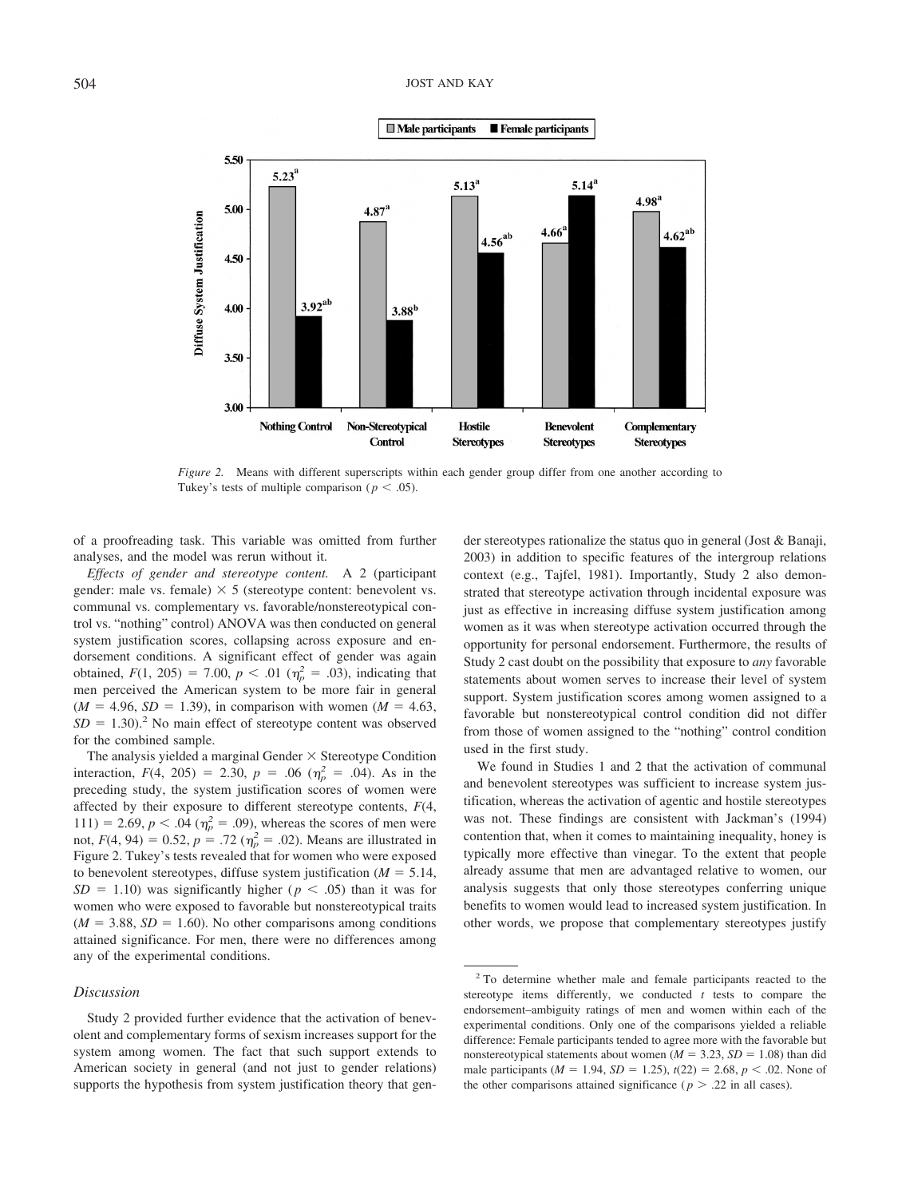*Figure 2.* Means with different superscripts within each gender group differ from one another according to Tukey's tests of multiple comparison ($p < .05$).

of a proofreading task. This variable was omitted from further analyses, and the model was rerun without it.

*Effects of gender and stereotype content.* A 2 (participant gender: male vs. female) × 5 (stereotype content: benevolent vs. communal vs. complementary vs. favorable/nonstereotypical control vs. "nothing" control) ANOVA was then conducted on general system justification scores, collapsing across exposure and endorsement conditions. A significant effect of gender was again obtained, $F(1, 205) = 7.00$, $p < .01$ ($\eta_p^2 = .03$), indicating that men perceived the American system to be more fair in general ($M = 4.96$, $SD = 1.39$), in comparison with women ($M = 4.63$, $SD = 1.30$).[2] No main effect of stereotype content was observed for the combined sample.

The analysis yielded a marginal Gender × Stereotype Condition interaction, $F(4, 205) = 2.30$, $p = .06$ ($\eta_p^2 = .04$). As in the preceding study, the system justification scores of women were affected by their exposure to different stereotype contents, $F(4, 111) = 2.69$, $p < .04$ ($\eta_p^2 = .09$), whereas the scores of men were not, $F(4, 94) = 0.52$, $p = .72$ ($\eta_p^2 = .02$). Means are illustrated in Figure 2. Tukey's tests revealed that for women who were exposed to benevolent stereotypes, diffuse system justification ($M = 5.14$, $SD = 1.10$) was significantly higher ($p < .05$) than it was for women who were exposed to favorable but nonstereotypical traits ($M = 3.88$, $SD = 1.60$). No other comparisons among conditions attained significance. For men, there were no differences among any of the experimental conditions.

### Discussion

Study 2 provided further evidence that the activation of benevolent and complementary forms of sexism increases support for the system among women. The fact that such support extends to American society in general (and not just to gender relations) supports the hypothesis from system justification theory that gender stereotypes rationalize the status quo in general (Jost & Banaji, 2003) in addition to specific features of the intergroup relations context (e.g., Tajfel, 1981). Importantly, Study 2 also demonstrated that stereotype activation through incidental exposure was just as effective in increasing diffuse system justification among women as it was when stereotype activation occurred through the opportunity for personal endorsement. Furthermore, the results of Study 2 cast doubt on the possibility that exposure to *any* favorable statements about women serves to increase their level of system support. System justification scores among women assigned to a favorable but nonstereotypical control condition did not differ from those of women assigned to the "nothing" control condition used in the first study.

We found in Studies 1 and 2 that the activation of communal and benevolent stereotypes was sufficient to increase system justification, whereas the activation of agentic and hostile stereotypes was not. These findings are consistent with Jackman's (1994) contention that, when it comes to maintaining inequality, honey is typically more effective than vinegar. To the extent that people already assume that men are advantaged relative to women, our analysis suggests that only those stereotypes conferring unique benefits to women would lead to increased system justification. In other words, we propose that complementary stereotypes justify

---

[2] To determine whether male and female participants reacted to the stereotype items differently, we conducted $t$ tests to compare the endorsement–ambiguity ratings of men and women within each of the experimental conditions. Only one of the comparisons yielded a reliable difference: Female participants tended to agree more with the favorable but nonstereotypical statements about women ($M = 3.23$, $SD = 1.08$) than did male participants ($M = 1.94$, $SD = 1.25$), $t(22) = 2.68$, $p < .02$. None of the other comparisons attained significance ($p > .22$ in all cases).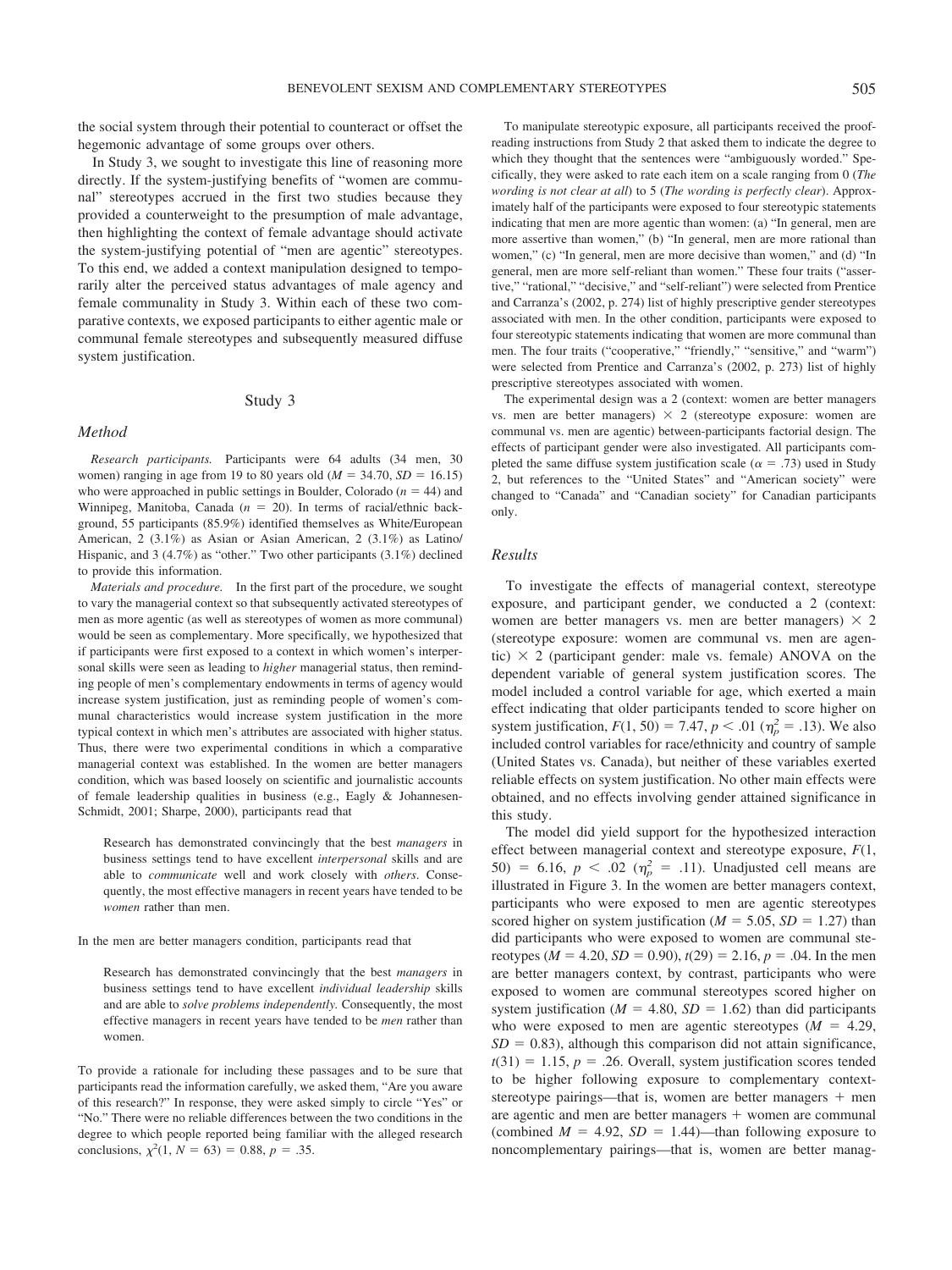the social system through their potential to counteract or offset the hegemonic advantage of some groups over others.

In Study 3, we sought to investigate this line of reasoning more directly. If the system-justifying benefits of "women are communal" stereotypes accrued in the first two studies because they provided a counterweight to the presumption of male advantage, then highlighting the context of female advantage should activate the system-justifying potential of "men are agentic" stereotypes. To this end, we added a context manipulation designed to temporarily alter the perceived status advantages of male agency and female communality in Study 3. Within each of these two comparative contexts, we exposed participants to either agentic male or communal female stereotypes and subsequently measured diffuse system justification.

## Study 3

### Method

*Research participants.* Participants were 64 adults (34 men, 30 women) ranging in age from 19 to 80 years old ($M = 34.70$, $SD = 16.15$) who were approached in public settings in Boulder, Colorado ($n = 44$) and Winnipeg, Manitoba, Canada ($n = 20$). In terms of racial/ethnic background, 55 participants (85.9%) identified themselves as White/European American, 2 (3.1%) as Asian or Asian American, 2 (3.1%) as Latino/Hispanic, and 3 (4.7%) as "other." Two other participants (3.1%) declined to provide this information.

*Materials and procedure.* In the first part of the procedure, we sought to vary the managerial context so that subsequently activated stereotypes of men as more agentic (as well as stereotypes of women as more communal) would be seen as complementary. More specifically, we hypothesized that if participants were first exposed to a context in which women's interpersonal skills were seen as leading to *higher* managerial status, then reminding people of men's complementary endowments in terms of agency would increase system justification, just as reminding people of women's communal characteristics would increase system justification in the more typical context in which men's attributes are associated with higher status. Thus, there were two experimental conditions in which a comparative managerial context was established. In the women are better managers condition, which was based loosely on scientific and journalistic accounts of female leadership qualities in business (e.g., Eagly & Johannesen-Schmidt, 2001; Sharpe, 2000), participants read that

> Research has demonstrated convincingly that the best *managers* in business settings tend to have excellent *interpersonal* skills and are able to *communicate* well and work closely with *others*. Consequently, the most effective managers in recent years have tended to be *women* rather than men.

In the men are better managers condition, participants read that

> Research has demonstrated convincingly that the best *managers* in business settings tend to have excellent *individual leadership* skills and are able to *solve problems independently*. Consequently, the most effective managers in recent years have tended to be *men* rather than women.

To provide a rationale for including these passages and to be sure that participants read the information carefully, we asked them, "Are you aware of this research?" In response, they were asked simply to circle "Yes" or "No." There were no reliable differences between the two conditions in the degree to which people reported being familiar with the alleged research conclusions, $\chi^2(1, N = 63) = 0.88$, $p = .35$.

To manipulate stereotypic exposure, all participants received the proofreading instructions from Study 2 that asked them to indicate the degree to which they thought that the sentences were "ambiguously worded." Specifically, they were asked to rate each item on a scale ranging from 0 (*The wording is not clear at all*) to 5 (*The wording is perfectly clear*). Approximately half of the participants were exposed to four stereotypic statements indicating that men are more agentic than women: (a) "In general, men are more assertive than women," (b) "In general, men are more rational than women," (c) "In general, men are more decisive than women," and (d) "In general, men are more self-reliant than women." These four traits ("assertive," "rational," "decisive," and "self-reliant") were selected from Prentice and Carranza's (2002, p. 274) list of highly prescriptive gender stereotypes associated with men. In the other condition, participants were exposed to four stereotypic statements indicating that women are more communal than men. The four traits ("cooperative," "friendly," "sensitive," and "warm") were selected from Prentice and Carranza's (2002, p. 273) list of highly prescriptive stereotypes associated with women.

The experimental design was a 2 (context: women are better managers vs. men are better managers) × 2 (stereotype exposure: women are communal vs. men are agentic) between-participants factorial design. The effects of participant gender were also investigated. All participants completed the same diffuse system justification scale ($\alpha = .73$) used in Study 2, but references to the "United States" and "American society" were changed to "Canada" and "Canadian society" for Canadian participants only.

### Results

To investigate the effects of managerial context, stereotype exposure, and participant gender, we conducted a 2 (context: women are better managers vs. men are better managers) × 2 (stereotype exposure: women are communal vs. men are agentic) × 2 (participant gender: male vs. female) ANOVA on the dependent variable of general system justification scores. The model included a control variable for age, which exerted a main effect indicating that older participants tended to score higher on system justification, $F(1, 50) = 7.47$, $p < .01$ ($\eta_p^2 = .13$). We also included control variables for race/ethnicity and country of sample (United States vs. Canada), but neither of these variables exerted reliable effects on system justification. No other main effects were obtained, and no effects involving gender attained significance in this study.

The model did yield support for the hypothesized interaction effect between managerial context and stereotype exposure, $F(1, 50) = 6.16$, $p < .02$ ($\eta_p^2 = .11$). Unadjusted cell means are illustrated in Figure 3. In the women are better managers context, participants who were exposed to men are agentic stereotypes scored higher on system justification ($M = 5.05$, $SD = 1.27$) than did participants who were exposed to women are communal stereotypes ($M = 4.20$, $SD = 0.90$), $t(29) = 2.16$, $p = .04$. In the men are better managers context, by contrast, participants who were exposed to women are communal stereotypes scored higher on system justification ($M = 4.80$, $SD = 1.62$) than did participants who were exposed to men are agentic stereotypes ($M = 4.29$, $SD = 0.83$), although this comparison did not attain significance, $t(31) = 1.15$, $p = .26$. Overall, system justification scores tended to be higher following exposure to complementary context-stereotype pairings—that is, women are better managers + men are agentic and men are better managers + women are communal (combined $M = 4.92$, $SD = 1.44$)—than following exposure to noncomplementary pairings—that is, women are better manag-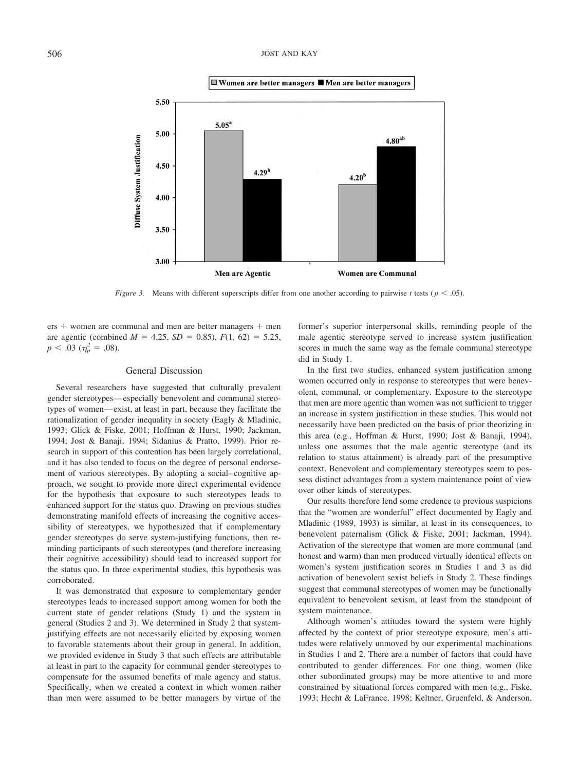Figure 3. Means with different superscripts differ from one another according to pairwise t tests ($p < .05$).

ers + women are communal and men are better managers + men are agentic (combined $M = 4.25$, $SD = 0.85$), $F(1, 62) = 5.25$, $p < .03$ ($\eta_p^2 = .08$).

## General Discussion

Several researchers have suggested that culturally prevalent gender stereotypes—especially benevolent and communal stereotypes of women—exist, at least in part, because they facilitate the rationalization of gender inequality in society (Eagly & Mladinic, 1993; Glick & Fiske, 2001; Hoffman & Hurst, 1990; Jackman, 1994; Jost & Banaji, 1994; Sidanius & Pratto, 1999). Prior research in support of this contention has been largely correlational, and it has also tended to focus on the degree of personal endorsement of various stereotypes. By adopting a social–cognitive approach, we sought to provide more direct experimental evidence for the hypothesis that exposure to such stereotypes leads to enhanced support for the status quo. Drawing on previous studies demonstrating manifold effects of increasing the cognitive accessibility of stereotypes, we hypothesized that if complementary gender stereotypes do serve system-justifying functions, then reminding participants of such stereotypes (and therefore increasing their cognitive accessibility) should lead to increased support for the status quo. In three experimental studies, this hypothesis was corroborated.

It was demonstrated that exposure to complementary gender stereotypes leads to increased support among women for both the current state of gender relations (Study 1) and the system in general (Studies 2 and 3). We determined in Study 2 that system-justifying effects are not necessarily elicited by exposing women to favorable statements about their group in general. In addition, we provided evidence in Study 3 that such effects are attributable at least in part to the capacity for communal gender stereotypes to compensate for the assumed benefits of male agency and status. Specifically, when we created a context in which women rather than men were assumed to be better managers by virtue of the former's superior interpersonal skills, reminding people of the male agentic stereotype served to increase system justification scores in much the same way as the female communal stereotype did in Study 1.

In the first two studies, enhanced system justification among women occurred only in response to stereotypes that were benevolent, communal, or complementary. Exposure to the stereotype that men are more agentic than women was not sufficient to trigger an increase in system justification in these studies. This would not necessarily have been predicted on the basis of prior theorizing in this area (e.g., Hoffman & Hurst, 1990; Jost & Banaji, 1994), unless one assumes that the male agentic stereotype (and its relation to status attainment) is already part of the presumptive context. Benevolent and complementary stereotypes seem to possess distinct advantages from a system maintenance point of view over other kinds of stereotypes.

Our results therefore lend some credence to previous suspicions that the "women are wonderful" effect documented by Eagly and Mladinic (1989, 1993) is similar, at least in its consequences, to benevolent paternalism (Glick & Fiske, 2001; Jackman, 1994). Activation of the stereotype that women are more communal (and honest and warm) than men produced virtually identical effects on women's system justification scores in Studies 1 and 3 as did activation of benevolent sexist beliefs in Study 2. These findings suggest that communal stereotypes of women may be functionally equivalent to benevolent sexism, at least from the standpoint of system maintenance.

Although women's attitudes toward the system were highly affected by the context of prior stereotype exposure, men's attitudes were relatively unmoved by our experimental machinations in Studies 1 and 2. There are a number of factors that could have contributed to gender differences. For one thing, women (like other subordinated groups) may be more attentive to and more constrained by situational forces compared with men (e.g., Fiske, 1993; Hecht & LaFrance, 1998; Keltner, Gruenfeld, & Anderson,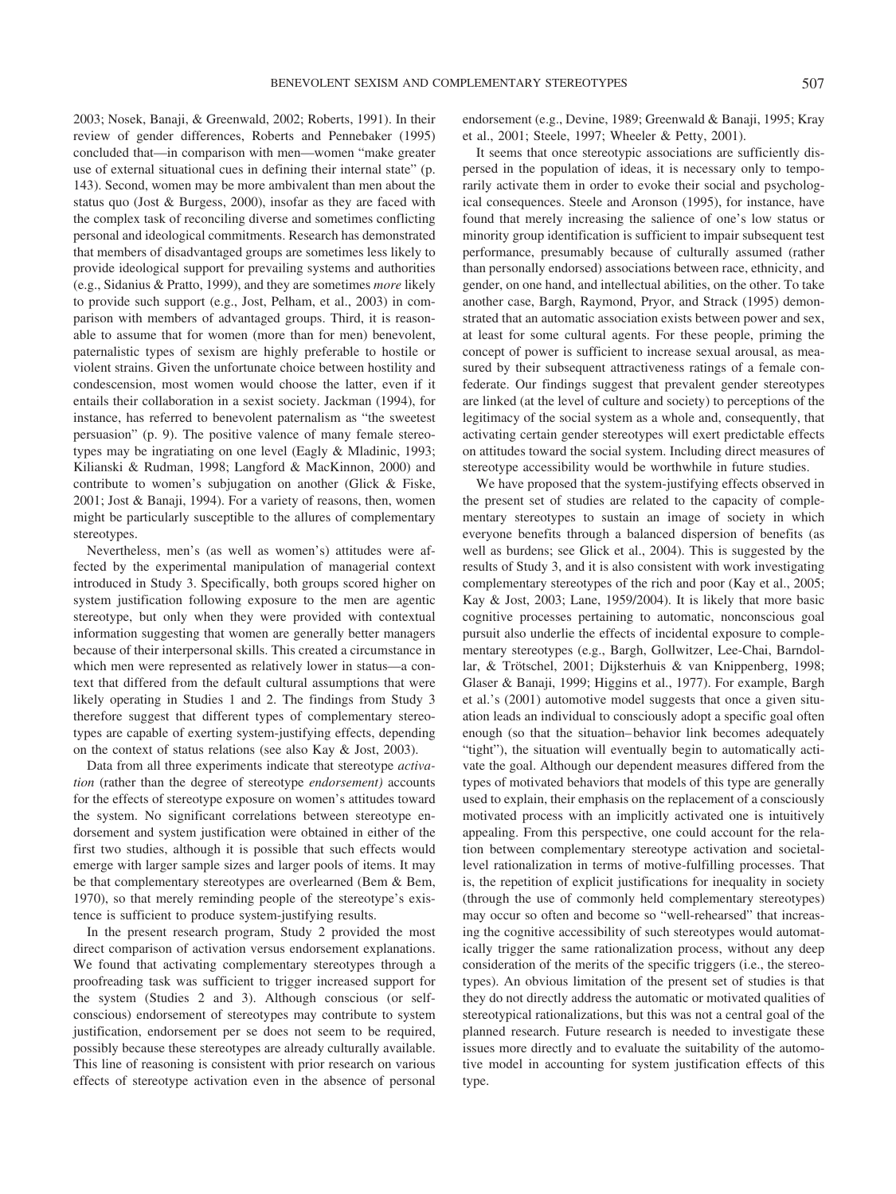2003; Nosek, Banaji, & Greenwald, 2002; Roberts, 1991). In their review of gender differences, Roberts and Pennebaker (1995) concluded that—in comparison with men—women "make greater use of external situational cues in defining their internal state" (p. 143). Second, women may be more ambivalent than men about the status quo (Jost & Burgess, 2000), insofar as they are faced with the complex task of reconciling diverse and sometimes conflicting personal and ideological commitments. Research has demonstrated that members of disadvantaged groups are sometimes less likely to provide ideological support for prevailing systems and authorities (e.g., Sidanius & Pratto, 1999), and they are sometimes *more* likely to provide such support (e.g., Jost, Pelham, et al., 2003) in comparison with members of advantaged groups. Third, it is reasonable to assume that for women (more than for men) benevolent, paternalistic types of sexism are highly preferable to hostile or violent strains. Given the unfortunate choice between hostility and condescension, most women would choose the latter, even if it entails their collaboration in a sexist society. Jackman (1994), for instance, has referred to benevolent paternalism as "the sweetest persuasion" (p. 9). The positive valence of many female stereotypes may be ingratiating on one level (Eagly & Mladinic, 1993; Kilianski & Rudman, 1998; Langford & MacKinnon, 2000) and contribute to women's subjugation on another (Glick & Fiske, 2001; Jost & Banaji, 1994). For a variety of reasons, then, women might be particularly susceptible to the allures of complementary stereotypes.

Nevertheless, men's (as well as women's) attitudes were affected by the experimental manipulation of managerial context introduced in Study 3. Specifically, both groups scored higher on system justification following exposure to the men are agentic stereotype, but only when they were provided with contextual information suggesting that women are generally better managers because of their interpersonal skills. This created a circumstance in which men were represented as relatively lower in status—a context that differed from the default cultural assumptions that were likely operating in Studies 1 and 2. The findings from Study 3 therefore suggest that different types of complementary stereotypes are capable of exerting system-justifying effects, depending on the context of status relations (see also Kay & Jost, 2003).

Data from all three experiments indicate that stereotype *activation* (rather than the degree of stereotype *endorsement)* accounts for the effects of stereotype exposure on women's attitudes toward the system. No significant correlations between stereotype endorsement and system justification were obtained in either of the first two studies, although it is possible that such effects would emerge with larger sample sizes and larger pools of items. It may be that complementary stereotypes are overlearned (Bem & Bem, 1970), so that merely reminding people of the stereotype's existence is sufficient to produce system-justifying results.

In the present research program, Study 2 provided the most direct comparison of activation versus endorsement explanations. We found that activating complementary stereotypes through a proofreading task was sufficient to trigger increased support for the system (Studies 2 and 3). Although conscious (or self-conscious) endorsement of stereotypes may contribute to system justification, endorsement per se does not seem to be required, possibly because these stereotypes are already culturally available. This line of reasoning is consistent with prior research on various effects of stereotype activation even in the absence of personal endorsement (e.g., Devine, 1989; Greenwald & Banaji, 1995; Kray et al., 2001; Steele, 1997; Wheeler & Petty, 2001).

It seems that once stereotypic associations are sufficiently dispersed in the population of ideas, it is necessary only to temporarily activate them in order to evoke their social and psychological consequences. Steele and Aronson (1995), for instance, have found that merely increasing the salience of one's low status or minority group identification is sufficient to impair subsequent test performance, presumably because of culturally assumed (rather than personally endorsed) associations between race, ethnicity, and gender, on one hand, and intellectual abilities, on the other. To take another case, Bargh, Raymond, Pryor, and Strack (1995) demonstrated that an automatic association exists between power and sex, at least for some cultural agents. For these people, priming the concept of power is sufficient to increase sexual arousal, as measured by their subsequent attractiveness ratings of a female confederate. Our findings suggest that prevalent gender stereotypes are linked (at the level of culture and society) to perceptions of the legitimacy of the social system as a whole and, consequently, that activating certain gender stereotypes will exert predictable effects on attitudes toward the social system. Including direct measures of stereotype accessibility would be worthwhile in future studies.

We have proposed that the system-justifying effects observed in the present set of studies are related to the capacity of complementary stereotypes to sustain an image of society in which everyone benefits through a balanced dispersion of benefits (as well as burdens; see Glick et al., 2004). This is suggested by the results of Study 3, and it is also consistent with work investigating complementary stereotypes of the rich and poor (Kay et al., 2005; Kay & Jost, 2003; Lane, 1959/2004). It is likely that more basic cognitive processes pertaining to automatic, nonconscious goal pursuit also underlie the effects of incidental exposure to complementary stereotypes (e.g., Bargh, Gollwitzer, Lee-Chai, Barndollar, & Trötschel, 2001; Dijksterhuis & van Knippenberg, 1998; Glaser & Banaji, 1999; Higgins et al., 1977). For example, Bargh et al.'s (2001) automotive model suggests that once a given situation leads an individual to consciously adopt a specific goal often enough (so that the situation–behavior link becomes adequately "tight"), the situation will eventually begin to automatically activate the goal. Although our dependent measures differed from the types of motivated behaviors that models of this type are generally used to explain, their emphasis on the replacement of a consciously motivated process with an implicitly activated one is intuitively appealing. From this perspective, one could account for the relation between complementary stereotype activation and societal-level rationalization in terms of motive-fulfilling processes. That is, the repetition of explicit justifications for inequality in society (through the use of commonly held complementary stereotypes) may occur so often and become so "well-rehearsed" that increasing the cognitive accessibility of such stereotypes would automatically trigger the same rationalization process, without any deep consideration of the merits of the specific triggers (i.e., the stereotypes). An obvious limitation of the present set of studies is that they do not directly address the automatic or motivated qualities of stereotypical rationalizations, but this was not a central goal of the planned research. Future research is needed to investigate these issues more directly and to evaluate the suitability of the automotive model in accounting for system justification effects of this type.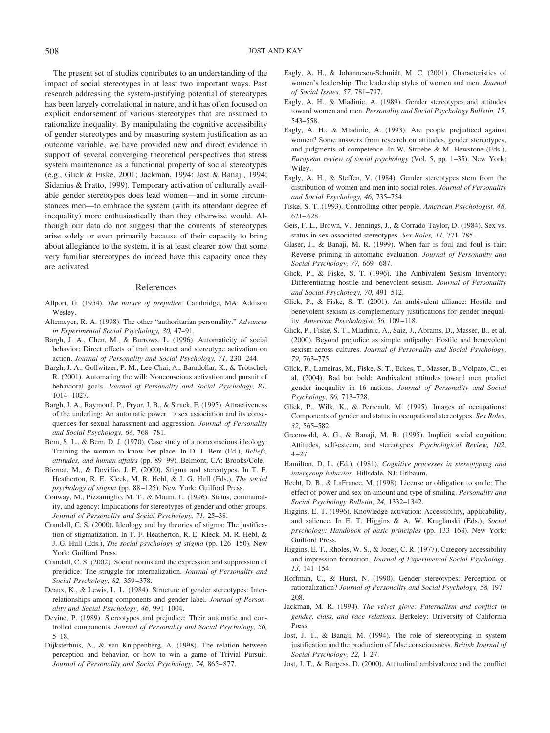The present set of studies contributes to an understanding of the impact of social stereotypes in at least two important ways. Past research addressing the system-justifying potential of stereotypes has been largely correlational in nature, and it has often focused on explicit endorsement of various stereotypes that are assumed to rationalize inequality. By manipulating the cognitive accessibility of gender stereotypes and by measuring system justification as an outcome variable, we have provided new and direct evidence in support of several converging theoretical perspectives that stress system maintenance as a functional property of social stereotypes (e.g., Glick & Fiske, 2001; Jackman, 1994; Jost & Banaji, 1994; Sidanius & Pratto, 1999). Temporary activation of culturally available gender stereotypes does lead women—and in some circumstances men—to embrace the system (with its attendant degree of inequality) more enthusiastically than they otherwise would. Although our data do not suggest that the contents of stereotypes arise solely or even primarily because of their capacity to bring about allegiance to the system, it is at least clearer now that some very familiar stereotypes do indeed have this capacity once they are activated.

## References

Allport, G. (1954). *The nature of prejudice.* Cambridge, MA: Addison Wesley.

Altemeyer, R. A. (1998). The other "authoritarian personality." *Advances in Experimental Social Psychology, 30,* 47–91.

Bargh, J. A., Chen, M., & Burrows, L. (1996). Automaticity of social behavior: Direct effects of trait construct and stereotype activation on action. *Journal of Personality and Social Psychology, 71,* 230–244.

Bargh, J. A., Gollwitzer, P. M., Lee-Chai, A., Barndollar, K., & Trötschel, R. (2001). Automating the will: Nonconscious activation and pursuit of behavioral goals. *Journal of Personality and Social Psychology, 81,* 1014–1027.

Bargh, J. A., Raymond, P., Pryor, J. B., & Strack, F. (1995). Attractiveness of the underling: An automatic power → sex association and its consequences for sexual harassment and aggression. *Journal of Personality and Social Psychology, 68,* 768–781.

Bem, S. L., & Bem, D. J. (1970). Case study of a nonconscious ideology: Training the woman to know her place. In D. J. Bem (Ed.), *Beliefs, attitudes, and human affairs* (pp. 89–99). Belmont, CA: Brooks/Cole.

Biernat, M., & Dovidio, J. F. (2000). Stigma and stereotypes. In T. F. Heatherton, R. E. Kleck, M. R. Hebl, & J. G. Hull (Eds.), *The social psychology of stigma* (pp. 88–125). New York: Guilford Press.

Conway, M., Pizzamiglio, M. T., & Mount, L. (1996). Status, communality, and agency: Implications for stereotypes of gender and other groups. *Journal of Personality and Social Psychology, 71,* 25–38.

Crandall, C. S. (2000). Ideology and lay theories of stigma: The justification of stigmatization. In T. F. Heatherton, R. E. Kleck, M. R. Hebl, & J. G. Hull (Eds.), *The social psychology of stigma* (pp. 126–150). New York: Guilford Press.

Crandall, C. S. (2002). Social norms and the expression and suppression of prejudice: The struggle for internalization. *Journal of Personality and Social Psychology, 82,* 359–378.

Deaux, K., & Lewis, L. L. (1984). Structure of gender stereotypes: Interrelationships among components and gender label. *Journal of Personality and Social Psychology, 46,* 991–1004.

Devine, P. (1989). Stereotypes and prejudice: Their automatic and controlled components. *Journal of Personality and Social Psychology, 56,* 5–18.

Dijksterhuis, A., & van Knippenberg, A. (1998). The relation between perception and behavior, or how to win a game of Trivial Pursuit. *Journal of Personality and Social Psychology, 74,* 865–877.

Eagly, A. H., & Johannesen-Schmidt, M. C. (2001). Characteristics of women's leadership: The leadership styles of women and men. *Journal of Social Issues, 57,* 781–797.

Eagly, A. H., & Mladinic, A. (1989). Gender stereotypes and attitudes toward women and men. *Personality and Social Psychology Bulletin, 15,* 543–558.

Eagly, A. H., & Mladinic, A. (1993). Are people prejudiced against women? Some answers from research on attitudes, gender stereotypes, and judgments of competence. In W. Stroebe & M. Hewstone (Eds.), *European review of social psychology* (Vol. 5, pp. 1–35). New York: Wiley.

Eagly, A. H., & Steffen, V. (1984). Gender stereotypes stem from the distribution of women and men into social roles. *Journal of Personality and Social Psychology, 46,* 735–754.

Fiske, S. T. (1993). Controlling other people. *American Psychologist, 48,* 621–628.

Geis, F. L., Brown, V., Jennings, J., & Corrado-Taylor, D. (1984). Sex vs. status in sex-associated stereotypes. *Sex Roles, 11,* 771–785.

Glaser, J., & Banaji, M. R. (1999). When fair is foul and foul is fair: Reverse priming in automatic evaluation. *Journal of Personality and Social Psychology, 77,* 669–687.

Glick, P., & Fiske, S. T. (1996). The Ambivalent Sexism Inventory: Differentiating hostile and benevolent sexism. *Journal of Personality and Social Psychology, 70,* 491–512.

Glick, P., & Fiske, S. T. (2001). An ambivalent alliance: Hostile and benevolent sexism as complementary justifications for gender inequality. *American Psychologist, 56,* 109–118.

Glick, P., Fiske, S. T., Mladinic, A., Saiz, J., Abrams, D., Masser, B., et al. (2000). Beyond prejudice as simple antipathy: Hostile and benevolent sexism across cultures. *Journal of Personality and Social Psychology, 79,* 763–775.

Glick, P., Lameiras, M., Fiske, S. T., Eckes, T., Masser, B., Volpato, C., et al. (2004). Bad but bold: Ambivalent attitudes toward men predict gender inequality in 16 nations. *Journal of Personality and Social Psychology, 86,* 713–728.

Glick, P., Wilk, K., & Perreault, M. (1995). Images of occupations: Components of gender and status in occupational stereotypes. *Sex Roles, 32,* 565–582.

Greenwald, A. G., & Banaji, M. R. (1995). Implicit social cognition: Attitudes, self-esteem, and stereotypes. *Psychological Review, 102,* 4–27.

Hamilton, D. L. (Ed.). (1981). *Cognitive processes in stereotyping and intergroup behavior.* Hillsdale, NJ: Erlbaum.

Hecht, D. B., & LaFrance, M. (1998). License or obligation to smile: The effect of power and sex on amount and type of smiling. *Personality and Social Psychology Bulletin, 24,* 1332–1342.

Higgins, E. T. (1996). Knowledge activation: Accessibility, applicability, and salience. In E. T. Higgins & A. W. Kruglanski (Eds.), *Social psychology: Handbook of basic principles* (pp. 133–168). New York: Guilford Press.

Higgins, E. T., Rholes, W. S., & Jones, C. R. (1977). Category accessibility and impression formation. *Journal of Experimental Social Psychology, 13,* 141–154.

Hoffman, C., & Hurst, N. (1990). Gender stereotypes: Perception or rationalization? *Journal of Personality and Social Psychology, 58,* 197–208.

Jackman, M. R. (1994). *The velvet glove: Paternalism and conflict in gender, class, and race relations.* Berkeley: University of California Press.

Jost, J. T., & Banaji, M. (1994). The role of stereotyping in system justification and the production of false consciousness. *British Journal of Social Psychology, 22,* 1–27.

Jost, J. T., & Burgess, D. (2000). Attitudinal ambivalence and the conflict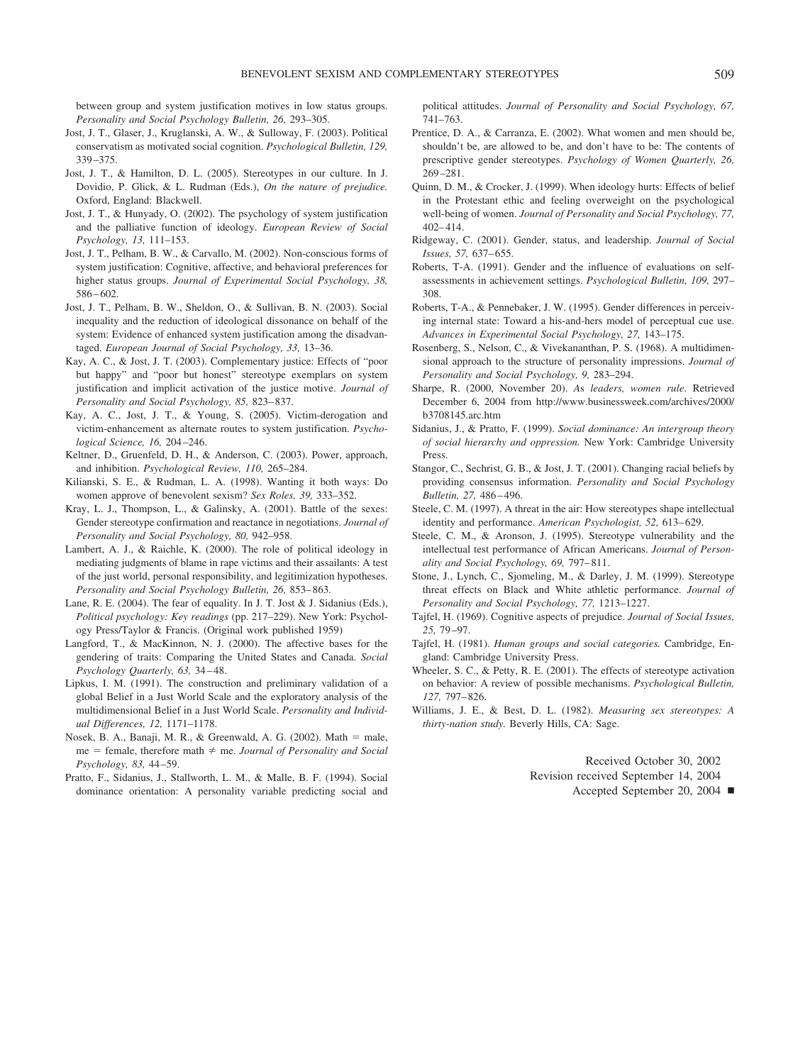between group and system justification motives in low status groups. *Personality and Social Psychology Bulletin, 26,* 293–305.

Jost, J. T., Glaser, J., Kruglanski, A. W., & Sulloway, F. (2003). Political conservatism as motivated social cognition. *Psychological Bulletin, 129,* 339–375.

Jost, J. T., & Hamilton, D. L. (2005). Stereotypes in our culture. In J. Dovidio, P. Glick, & L. Rudman (Eds.), *On the nature of prejudice.* Oxford, England: Blackwell.

Jost, J. T., & Hunyady, O. (2002). The psychology of system justification and the palliative function of ideology. *European Review of Social Psychology, 13,* 111–153.

Jost, J. T., Pelham, B. W., & Carvallo, M. (2002). Non-conscious forms of system justification: Cognitive, affective, and behavioral preferences for higher status groups. *Journal of Experimental Social Psychology, 38,* 586–602.

Jost, J. T., Pelham, B. W., Sheldon, O., & Sullivan, B. N. (2003). Social inequality and the reduction of ideological dissonance on behalf of the system: Evidence of enhanced system justification among the disadvantaged. *European Journal of Social Psychology, 33,* 13–36.

Kay, A. C., & Jost, J. T. (2003). Complementary justice: Effects of "poor but happy" and "poor but honest" stereotype exemplars on system justification and implicit activation of the justice motive. *Journal of Personality and Social Psychology, 85,* 823–837.

Kay, A. C., Jost, J. T., & Young, S. (2005). Victim-derogation and victim-enhancement as alternate routes to system justification. *Psychological Science, 16,* 204–246.

Keltner, D., Gruenfeld, D. H., & Anderson, C. (2003). Power, approach, and inhibition. *Psychological Review, 110,* 265–284.

Kilianski, S. E., & Rudman, L. A. (1998). Wanting it both ways: Do women approve of benevolent sexism? *Sex Roles, 39,* 333–352.

Kray, L. J., Thompson, L., & Galinsky, A. (2001). Battle of the sexes: Gender stereotype confirmation and reactance in negotiations. *Journal of Personality and Social Psychology, 80,* 942–958.

Lambert, A. J., & Raichle, K. (2000). The role of political ideology in mediating judgments of blame in rape victims and their assailants: A test of the just world, personal responsibility, and legitimization hypotheses. *Personality and Social Psychology Bulletin, 26,* 853–863.

Lane, R. E. (2004). The fear of equality. In J. T. Jost & J. Sidanius (Eds.), *Political psychology: Key readings* (pp. 217–229). New York: Psychology Press/Taylor & Francis. (Original work published 1959)

Langford, T., & MacKinnon, N. J. (2000). The affective bases for the gendering of traits: Comparing the United States and Canada. *Social Psychology Quarterly, 63,* 34–48.

Lipkus, I. M. (1991). The construction and preliminary validation of a global Belief in a Just World Scale and the exploratory analysis of the multidimensional Belief in a Just World Scale. *Personality and Individual Differences, 12,* 1171–1178.

Nosek, B. A., Banaji, M. R., & Greenwald, A. G. (2002). Math = male, me = female, therefore math ≠ me. *Journal of Personality and Social Psychology, 83,* 44–59.

Pratto, F., Sidanius, J., Stallworth, L. M., & Malle, B. F. (1994). Social dominance orientation: A personality variable predicting social and political attitudes. *Journal of Personality and Social Psychology, 67,* 741–763.

Prentice, D. A., & Carranza, E. (2002). What women and men should be, shouldn't be, are allowed to be, and don't have to be: The contents of prescriptive gender stereotypes. *Psychology of Women Quarterly, 26,* 269–281.

Quinn, D. M., & Crocker, J. (1999). When ideology hurts: Effects of belief in the Protestant ethic and feeling overweight on the psychological well-being of women. *Journal of Personality and Social Psychology, 77,* 402–414.

Ridgeway, C. (2001). Gender, status, and leadership. *Journal of Social Issues, 57,* 637–655.

Roberts, T-A. (1991). Gender and the influence of evaluations on self-assessments in achievement settings. *Psychological Bulletin, 109,* 297–308.

Roberts, T-A., & Pennebaker, J. W. (1995). Gender differences in perceiving internal state: Toward a his-and-hers model of perceptual cue use. *Advances in Experimental Social Psychology, 27,* 143–175.

Rosenberg, S., Nelson, C., & Vivekananthan, P. S. (1968). A multidimensional approach to the structure of personality impressions. *Journal of Personality and Social Psychology, 9,* 283–294.

Sharpe, R. (2000, November 20). *As leaders, women rule*. Retrieved December 6, 2004 from http://www.businessweek.com/archives/2000/b3708145.arc.htm

Sidanius, J., & Pratto, F. (1999). *Social dominance: An intergroup theory of social hierarchy and oppression.* New York: Cambridge University Press.

Stangor, C., Sechrist, G. B., & Jost, J. T. (2001). Changing racial beliefs by providing consensus information. *Personality and Social Psychology Bulletin, 27,* 486–496.

Steele, C. M. (1997). A threat in the air: How stereotypes shape intellectual identity and performance. *American Psychologist, 52,* 613–629.

Steele, C. M., & Aronson, J. (1995). Stereotype vulnerability and the intellectual test performance of African Americans. *Journal of Personality and Social Psychology, 69,* 797–811.

Stone, J., Lynch, C., Sjomeling, M., & Darley, J. M. (1999). Stereotype threat effects on Black and White athletic performance. *Journal of Personality and Social Psychology, 77,* 1213–1227.

Tajfel, H. (1969). Cognitive aspects of prejudice. *Journal of Social Issues, 25,* 79–97.

Tajfel, H. (1981). *Human groups and social categories.* Cambridge, England: Cambridge University Press.

Wheeler, S. C., & Petty, R. E. (2001). The effects of stereotype activation on behavior: A review of possible mechanisms. *Psychological Bulletin, 127,* 797–826.

Williams, J. E., & Best, D. L. (1982). *Measuring sex stereotypes: A thirty-nation study.* Beverly Hills, CA: Sage.

Received October 30, 2002
Revision received September 14, 2004
Accepted September 20, 2004 ■